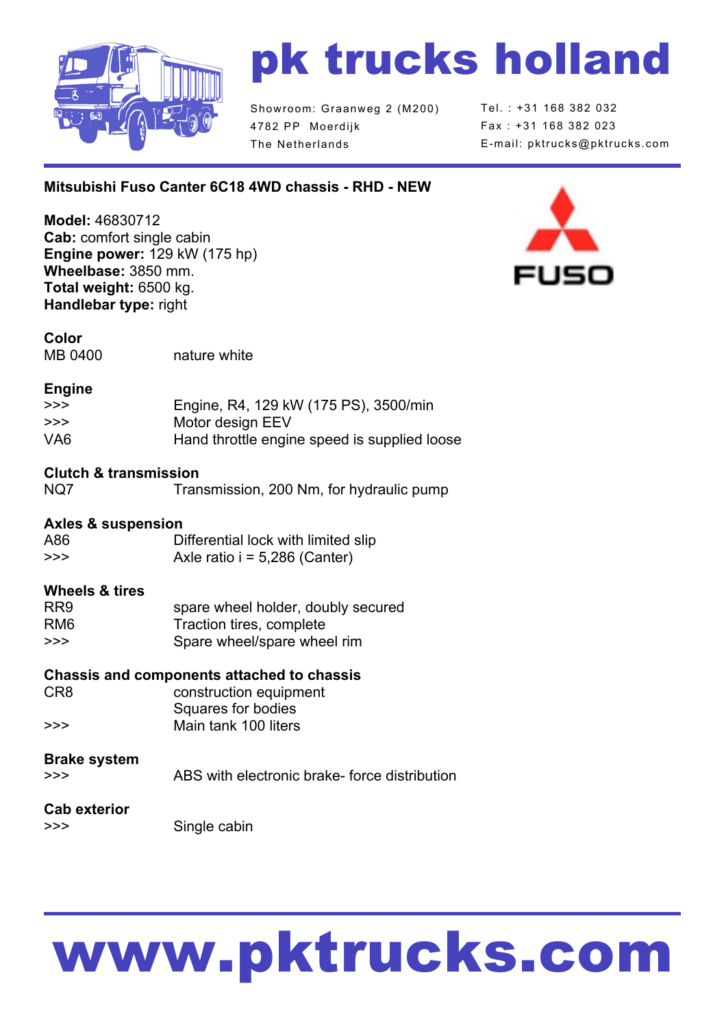# pk trucks holland

Showroom: Graanweg 2 (M200)
4782 PP Moerdijk
The Netherlands

Tel. : +31 168 382 032
Fax : +31 168 382 023
E-mail: pktrucks@pktrucks.com

## Mitsubishi Fuso Canter 6C18 4WD chassis - RHD - NEW

**Model:** 46830712
**Cab:** comfort single cabin
**Engine power:** 129 kW (175 hp)
**Wheelbase:** 3850 mm.
**Total weight:** 6500 kg.
**Handlebar type:** right

FUSO

### Color

| | |
|---|---|
| MB 0400 | nature white |

### Engine

| | |
|---|---|
| >>> | Engine, R4, 129 kW (175 PS), 3500/min |
| >>> | Motor design EEV |
| VA6 | Hand throttle engine speed is supplied loose |

### Clutch & transmission

| | |
|---|---|
| NQ7 | Transmission, 200 Nm, for hydraulic pump |

### Axles & suspension

| | |
|---|---|
| A86 | Differential lock with limited slip |
| >>> | Axle ratio i = 5,286 (Canter) |

### Wheels & tires

| | |
|---|---|
| RR9 | spare wheel holder, doubly secured |
| RM6 | Traction tires, complete |
| >>> | Spare wheel/spare wheel rim |

### Chassis and components attached to chassis

| | |
|---|---|
| CR8 | construction equipment<br>Squares for bodies |
| >>> | Main tank 100 liters |

### Brake system

| | |
|---|---|
| >>> | ABS with electronic brake- force distribution |

### Cab exterior

| | |
|---|---|
| >>> | Single cabin |

**www.pktrucks.com**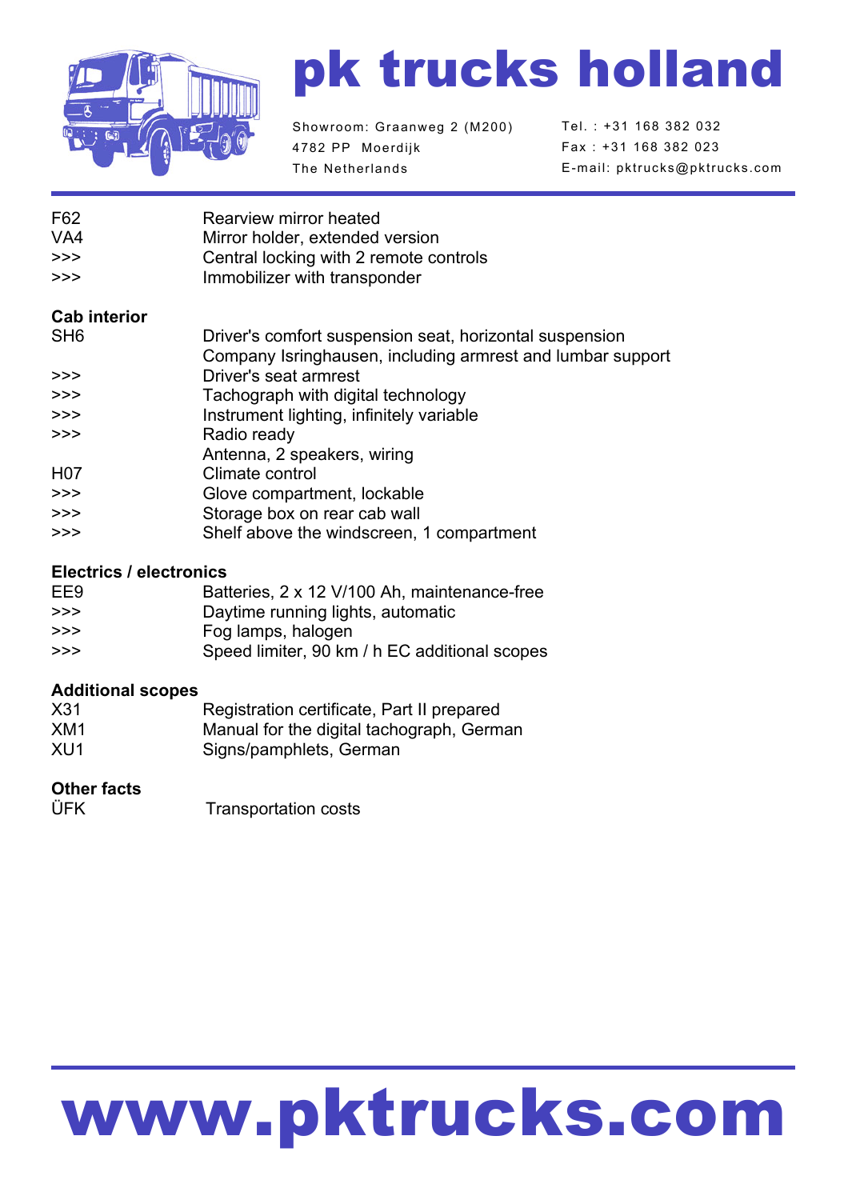| | |
|---|---|
| F62 | Rearview mirror heated |
| VA4 | Mirror holder, extended version |
| >>> | Central locking with 2 remote controls |
| >>> | Immobilizer with transponder |

**Cab interior**

| | |
|---|---|
| SH6 | Driver's comfort suspension seat, horizontal suspension<br>Company Isringhausen, including armrest and lumbar support |
| >>> | Driver's seat armrest |
| >>> | Tachograph with digital technology |
| >>> | Instrument lighting, infinitely variable |
| >>> | Radio ready<br>Antenna, 2 speakers, wiring |
| H07 | Climate control |
| >>> | Glove compartment, lockable |
| >>> | Storage box on rear cab wall |
| >>> | Shelf above the windscreen, 1 compartment |

**Electrics / electronics**

| | |
|---|---|
| EE9 | Batteries, 2 x 12 V/100 Ah, maintenance-free |
| >>> | Daytime running lights, automatic |
| >>> | Fog lamps, halogen |
| >>> | Speed limiter, 90 km / h EC additional scopes |

**Additional scopes**

| | |
|---|---|
| X31 | Registration certificate, Part II prepared |
| XM1 | Manual for the digital tachograph, German |
| XU1 | Signs/pamphlets, German |

**Other facts**

| | |
|---|---|
| ÜFK | Transportation costs |